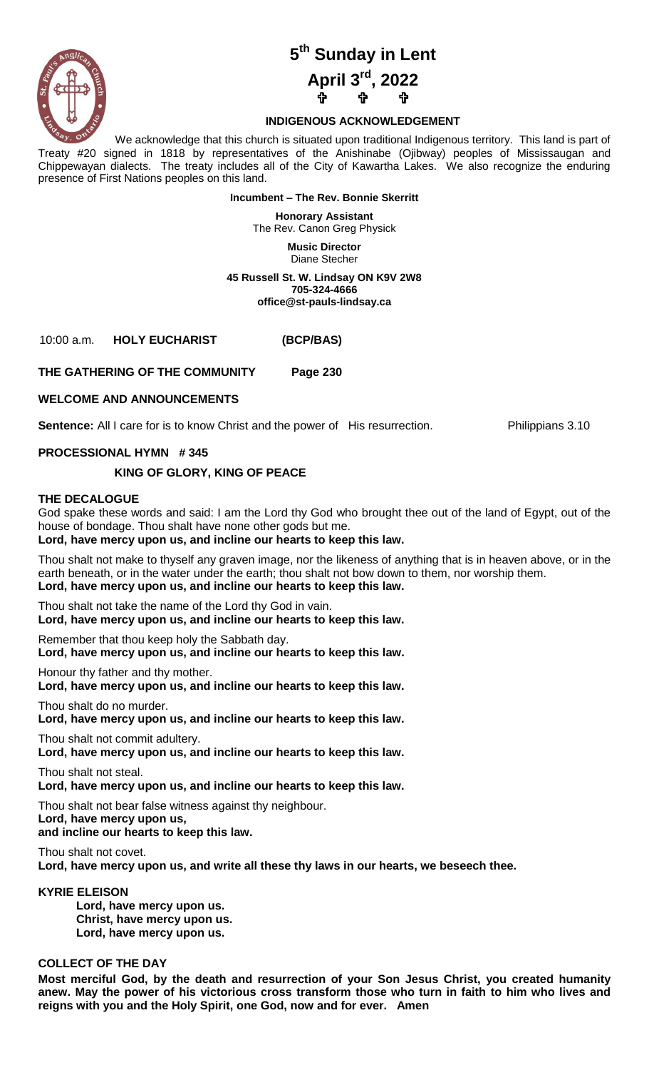# 5th Sunday in Lent

## April 3rd, 2022

✞ ✞ ✞

**INDIGENOUS ACKNOWLEDGEMENT**

We acknowledge that this church is situated upon traditional Indigenous territory. This land is part of Treaty #20 signed in 1818 by representatives of the Anishinabe (Ojibway) peoples of Mississaugan and Chippewayan dialects. The treaty includes all of the City of Kawartha Lakes. We also recognize the enduring presence of First Nations peoples on this land.

**Incumbent – The Rev. Bonnie Skerritt**

**Honorary Assistant**
The Rev. Canon Greg Physick

**Music Director**
Diane Stecher

**45 Russell St. W. Lindsay ON K9V 2W8**
**705-324-4666**
**office@st-pauls-lindsay.ca**

10:00 a.m. **HOLY EUCHARIST (BCP/BAS)**

**THE GATHERING OF THE COMMUNITY Page 230**

**WELCOME AND ANNOUNCEMENTS**

**Sentence:** All I care for is to know Christ and the power of His resurrection. Philippians 3.10

**PROCESSIONAL HYMN # 345**

**KING OF GLORY, KING OF PEACE**

**THE DECALOGUE**

God spake these words and said: I am the Lord thy God who brought thee out of the land of Egypt, out of the house of bondage. Thou shalt have none other gods but me.
**Lord, have mercy upon us, and incline our hearts to keep this law.**

Thou shalt not make to thyself any graven image, nor the likeness of anything that is in heaven above, or in the earth beneath, or in the water under the earth; thou shalt not bow down to them, nor worship them.
**Lord, have mercy upon us, and incline our hearts to keep this law.**

Thou shalt not take the name of the Lord thy God in vain.
**Lord, have mercy upon us, and incline our hearts to keep this law.**

Remember that thou keep holy the Sabbath day.
**Lord, have mercy upon us, and incline our hearts to keep this law.**

Honour thy father and thy mother.
**Lord, have mercy upon us, and incline our hearts to keep this law.**

Thou shalt do no murder.
**Lord, have mercy upon us, and incline our hearts to keep this law.**

Thou shalt not commit adultery.
**Lord, have mercy upon us, and incline our hearts to keep this law.**

Thou shalt not steal.
**Lord, have mercy upon us, and incline our hearts to keep this law.**

Thou shalt not bear false witness against thy neighbour.
**Lord, have mercy upon us,**
**and incline our hearts to keep this law.**

Thou shalt not covet.
**Lord, have mercy upon us, and write all these thy laws in our hearts, we beseech thee.**

**KYRIE ELEISON**

**Lord, have mercy upon us.**
**Christ, have mercy upon us.**
**Lord, have mercy upon us.**

**COLLECT OF THE DAY**

**Most merciful God, by the death and resurrection of your Son Jesus Christ, you created humanity anew. May the power of his victorious cross transform those who turn in faith to him who lives and reigns with you and the Holy Spirit, one God, now and for ever. Amen**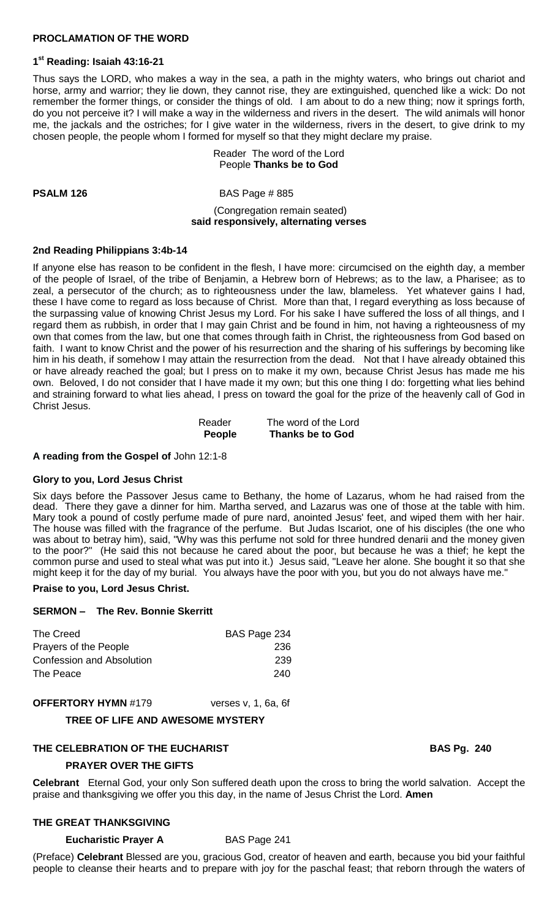**PROCLAMATION OF THE WORD**

**1st Reading: Isaiah 43:16-21**

Thus says the LORD, who makes a way in the sea, a path in the mighty waters, who brings out chariot and horse, army and warrior; they lie down, they cannot rise, they are extinguished, quenched like a wick: Do not remember the former things, or consider the things of old. I am about to do a new thing; now it springs forth, do you not perceive it? I will make a way in the wilderness and rivers in the desert. The wild animals will honor me, the jackals and the ostriches; for I give water in the wilderness, rivers in the desert, to give drink to my chosen people, the people whom I formed for myself so that they might declare my praise.

Reader The word of the Lord
People **Thanks be to God**

**PSALM 126** BAS Page # 885

(Congregation remain seated)
**said responsively, alternating verses**

**2nd Reading Philippians 3:4b-14**

If anyone else has reason to be confident in the flesh, I have more: circumcised on the eighth day, a member of the people of Israel, of the tribe of Benjamin, a Hebrew born of Hebrews; as to the law, a Pharisee; as to zeal, a persecutor of the church; as to righteousness under the law, blameless. Yet whatever gains I had, these I have come to regard as loss because of Christ. More than that, I regard everything as loss because of the surpassing value of knowing Christ Jesus my Lord. For his sake I have suffered the loss of all things, and I regard them as rubbish, in order that I may gain Christ and be found in him, not having a righteousness of my own that comes from the law, but one that comes through faith in Christ, the righteousness from God based on faith. I want to know Christ and the power of his resurrection and the sharing of his sufferings by becoming like him in his death, if somehow I may attain the resurrection from the dead. Not that I have already obtained this or have already reached the goal; but I press on to make it my own, because Christ Jesus has made me his own. Beloved, I do not consider that I have made it my own; but this one thing I do: forgetting what lies behind and straining forward to what lies ahead, I press on toward the goal for the prize of the heavenly call of God in Christ Jesus.

Reader The word of the Lord
**People Thanks be to God**

**A reading from the Gospel of** John 12:1-8

**Glory to you, Lord Jesus Christ**

Six days before the Passover Jesus came to Bethany, the home of Lazarus, whom he had raised from the dead. There they gave a dinner for him. Martha served, and Lazarus was one of those at the table with him. Mary took a pound of costly perfume made of pure nard, anointed Jesus' feet, and wiped them with her hair. The house was filled with the fragrance of the perfume. But Judas Iscariot, one of his disciples (the one who was about to betray him), said, "Why was this perfume not sold for three hundred denarii and the money given to the poor?" (He said this not because he cared about the poor, but because he was a thief; he kept the common purse and used to steal what was put into it.) Jesus said, "Leave her alone. She bought it so that she might keep it for the day of my burial. You always have the poor with you, but you do not always have me."

**Praise to you, Lord Jesus Christ.**

**SERMON – The Rev. Bonnie Skerritt**

| | |
|---|---|
| The Creed | BAS Page 234 |
| Prayers of the People | 236 |
| Confession and Absolution | 239 |
| The Peace | 240 |

**OFFERTORY HYMN** #179 verses v, 1, 6a, 6f

**TREE OF LIFE AND AWESOME MYSTERY**

**THE CELEBRATION OF THE EUCHARIST** **BAS Pg. 240**

**PRAYER OVER THE GIFTS**

**Celebrant** Eternal God, your only Son suffered death upon the cross to bring the world salvation. Accept the praise and thanksgiving we offer you this day, in the name of Jesus Christ the Lord. **Amen**

**THE GREAT THANKSGIVING**

**Eucharistic Prayer A** BAS Page 241

(Preface) **Celebrant** Blessed are you, gracious God, creator of heaven and earth, because you bid your faithful people to cleanse their hearts and to prepare with joy for the paschal feast; that reborn through the waters of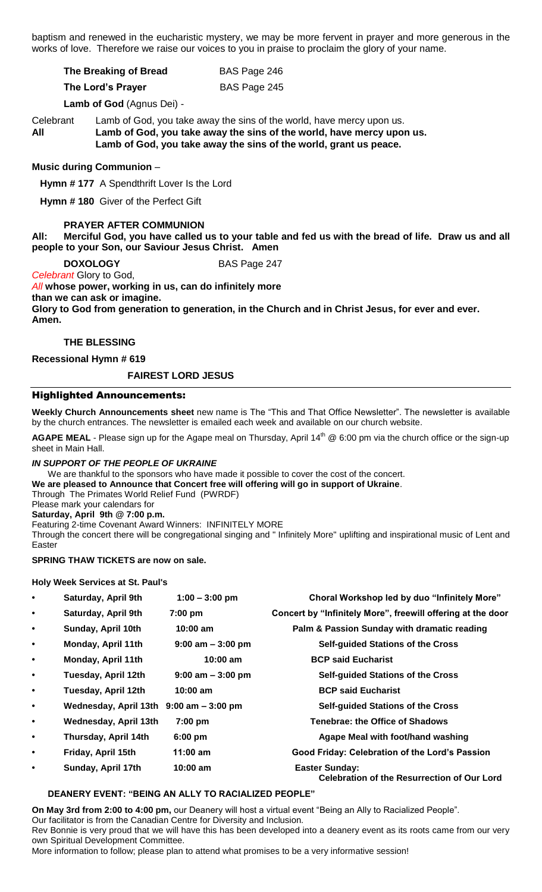baptism and renewed in the eucharistic mystery, we may be more fervent in prayer and more generous in the works of love. Therefore we raise our voices to you in praise to proclaim the glory of your name.

**The Breaking of Bread** BAS Page 246

**The Lord's Prayer** BAS Page 245

**Lamb of God** (Agnus Dei) -

Celebrant Lamb of God, you take away the sins of the world, have mercy upon us.

**All Lamb of God, you take away the sins of the world, have mercy upon us.**
**Lamb of God, you take away the sins of the world, grant us peace.**

**Music during Communion** –

**Hymn # 177** A Spendthrift Lover Is the Lord

**Hymn # 180** Giver of the Perfect Gift

**PRAYER AFTER COMMUNION**

**All: Merciful God, you have called us to your table and fed us with the bread of life. Draw us and all people to your Son, our Saviour Jesus Christ. Amen**

**DOXOLOGY** BAS Page 247

*Celebrant* Glory to God,

*All* **whose power, working in us, can do infinitely more than we can ask or imagine.**
**Glory to God from generation to generation, in the Church and in Christ Jesus, for ever and ever. Amen.**

**THE BLESSING**

**Recessional Hymn # 619**

**FAIREST LORD JESUS**

## Highlighted Announcements:

**Weekly Church Announcements sheet** new name is The "This and That Office Newsletter". The newsletter is available by the church entrances. The newsletter is emailed each week and available on our church website.

**AGAPE MEAL** - Please sign up for the Agape meal on Thursday, April 14th @ 6:00 pm via the church office or the sign-up sheet in Main Hall.

***IN SUPPORT OF THE PEOPLE OF UKRAINE***

We are thankful to the sponsors who have made it possible to cover the cost of the concert.
**We are pleased to Announce that Concert free will offering will go in support of Ukraine**.
Through The Primates World Relief Fund (PWRDF)
Please mark your calendars for
**Saturday, April 9th @ 7:00 p.m.**
Featuring 2-time Covenant Award Winners: INFINITELY MORE
Through the concert there will be congregational singing and " Infinitely More" uplifting and inspirational music of Lent and Easter

**SPRING THAW TICKETS are now on sale.**

**Holy Week Services at St. Paul's**

| | | |
|---|---|---|
| • **Saturday, April 9th** | **1:00 – 3:00 pm** | **Choral Workshop led by duo "Infinitely More"** |
| • **Saturday, April 9th** | **7:00 pm** | **Concert by "Infinitely More", freewill offering at the door** |
| • **Sunday, April 10th** | **10:00 am** | **Palm & Passion Sunday with dramatic reading** |
| • **Monday, April 11th** | **9:00 am – 3:00 pm** | **Self-guided Stations of the Cross** |
| • **Monday, April 11th** | **10:00 am** | **BCP said Eucharist** |
| • **Tuesday, April 12th** | **9:00 am – 3:00 pm** | **Self-guided Stations of the Cross** |
| • **Tuesday, April 12th** | **10:00 am** | **BCP said Eucharist** |
| • **Wednesday, April 13th** | **9:00 am – 3:00 pm** | **Self-guided Stations of the Cross** |
| • **Wednesday, April 13th** | **7:00 pm** | **Tenebrae: the Office of Shadows** |
| • **Thursday, April 14th** | **6:00 pm** | **Agape Meal with foot/hand washing** |
| • **Friday, April 15th** | **11:00 am** | **Good Friday: Celebration of the Lord's Passion** |
| • **Sunday, April 17th** | **10:00 am** | **Easter Sunday: Celebration of the Resurrection of Our Lord** |

**DEANERY EVENT: "BEING AN ALLY TO RACIALIZED PEOPLE"**

**On May 3rd from 2:00 to 4:00 pm,** our Deanery will host a virtual event "Being an Ally to Racialized People".
Our facilitator is from the Canadian Centre for Diversity and Inclusion.
Rev Bonnie is very proud that we will have this has been developed into a deanery event as its roots came from our very own Spiritual Development Committee.
More information to follow; please plan to attend what promises to be a very informative session!